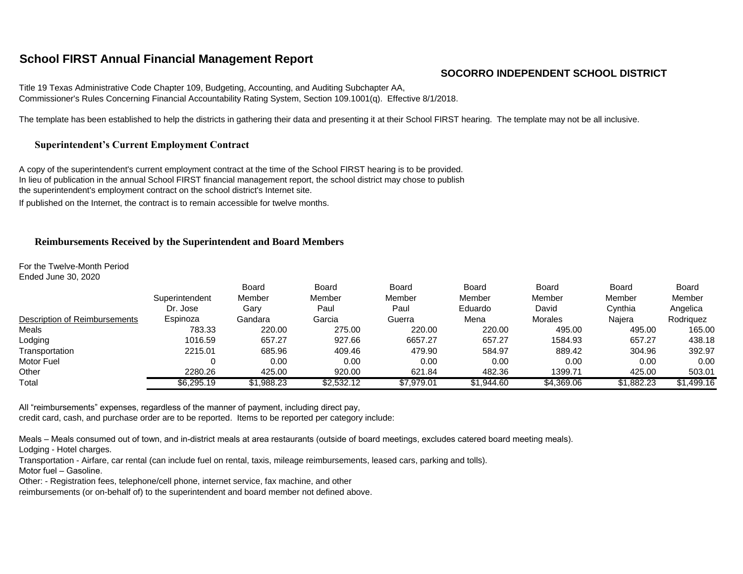## School FIRST Annual Financial Management Report

**SOCORRO INDEPENDENT SCHOOL DISTRICT**

Title 19 Texas Administrative Code Chapter 109, Budgeting, Accounting, and Auditing Subchapter AA,
Commissioner's Rules Concerning Financial Accountability Rating System, Section 109.1001(q). Effective 8/1/2018.

The template has been established to help the districts in gathering their data and presenting it at their School FIRST hearing. The template may not be all inclusive.

### Superintendent's Current Employment Contract

A copy of the superintendent's current employment contract at the time of the School FIRST hearing is to be provided.
In lieu of publication in the annual School FIRST financial management report, the school district may chose to publish
the superintendent's employment contract on the school district's Internet site.

If published on the Internet, the contract is to remain accessible for twelve months.

### Reimbursements Received by the Superintendent and Board Members

For the Twelve-Month Period
Ended June 30, 2020

| Description of Reimbursements | Superintendent Dr. Jose Espinoza | Board Member Gary Gandara | Board Member Paul Garcia | Board Member Paul Guerra | Board Member Eduardo Mena | Board Member David Morales | Board Member Cynthia Najera | Board Member Angelica Rodriquez |
|---|---|---|---|---|---|---|---|---|
| Meals | 783.33 | 220.00 | 275.00 | 220.00 | 220.00 | 495.00 | 495.00 | 165.00 |
| Lodging | 1016.59 | 657.27 | 927.66 | 6657.27 | 657.27 | 1584.93 | 657.27 | 438.18 |
| Transportation | 2215.01 | 685.96 | 409.46 | 479.90 | 584.97 | 889.42 | 304.96 | 392.97 |
| Motor Fuel | 0 | 0.00 | 0.00 | 0.00 | 0.00 | 0.00 | 0.00 | 0.00 |
| Other | 2280.26 | 425.00 | 920.00 | 621.84 | 482.36 | 1399.71 | 425.00 | 503.01 |
| Total | $6,295.19 | $1,988.23 | $2,532.12 | $7,979.01 | $1,944.60 | $4,369.06 | $1,882.23 | $1,499.16 |

All "reimbursements" expenses, regardless of the manner of payment, including direct pay,
credit card, cash, and purchase order are to be reported. Items to be reported per category include:

Meals – Meals consumed out of town, and in-district meals at area restaurants (outside of board meetings, excludes catered board meeting meals).
Lodging - Hotel charges.
Transportation - Airfare, car rental (can include fuel on rental, taxis, mileage reimbursements, leased cars, parking and tolls).
Motor fuel – Gasoline.
Other: - Registration fees, telephone/cell phone, internet service, fax machine, and other
reimbursements (or on-behalf of) to the superintendent and board member not defined above.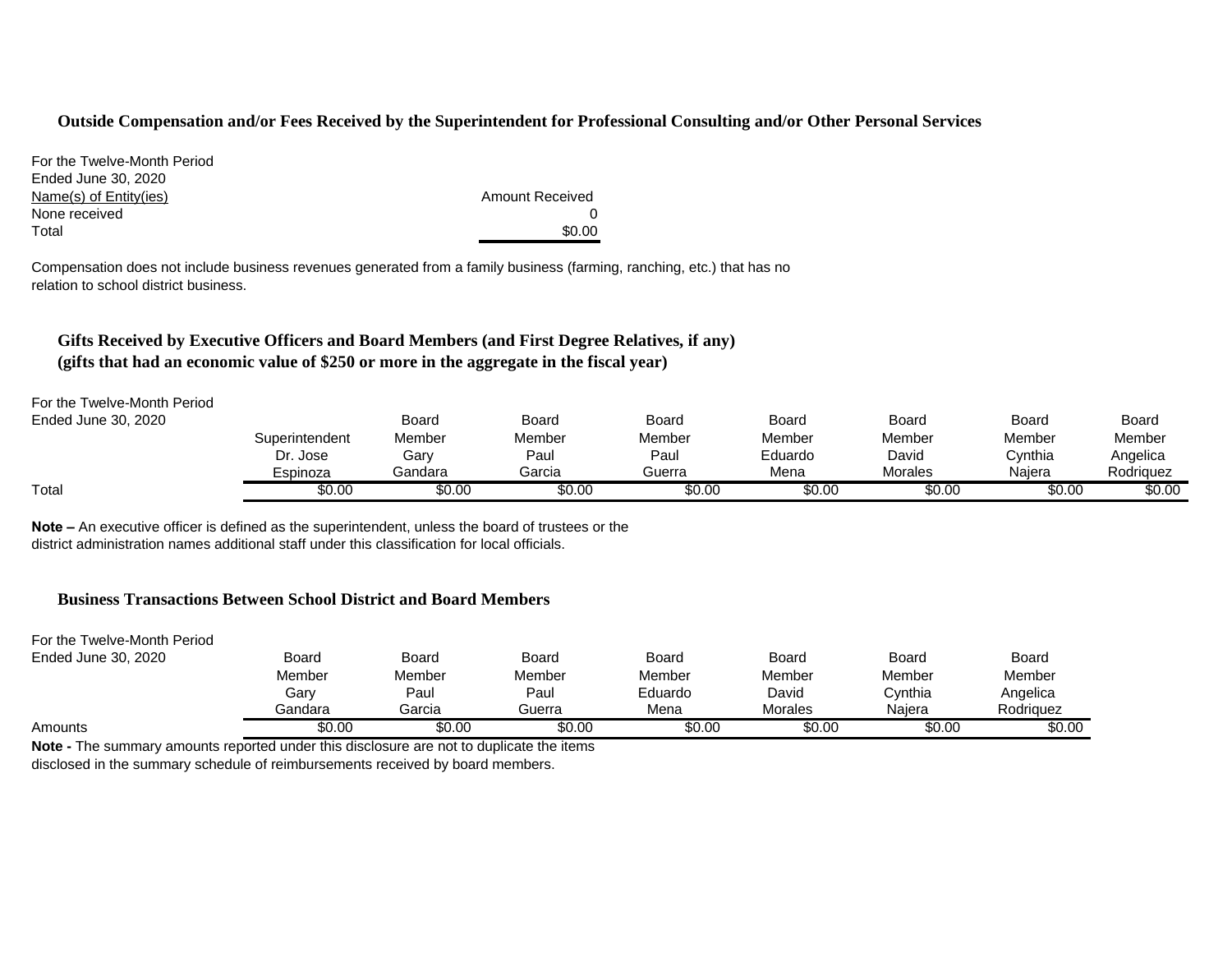### Outside Compensation and/or Fees Received by the Superintendent for Professional Consulting and/or Other Personal Services

For the Twelve-Month Period
Ended June 30, 2020

| Name(s) of Entity(ies) | Amount Received |
|---|---|
| None received | 0 |
| Total | $0.00 |

Compensation does not include business revenues generated from a family business (farming, ranching, etc.) that has no relation to school district business.

### Gifts Received by Executive Officers and Board Members (and First Degree Relatives, if any) (gifts that had an economic value of $250 or more in the aggregate in the fiscal year)

For the Twelve-Month Period
Ended June 30, 2020

| | Superintendent Dr. Jose Espinoza | Board Member Gary Gandara | Board Member Paul Garcia | Board Member Paul Guerra | Board Member Eduardo Mena | Board Member David Morales | Board Member Cynthia Najera | Board Member Angelica Rodriquez |
|---|---|---|---|---|---|---|---|---|
| Total | $0.00 | $0.00 | $0.00 | $0.00 | $0.00 | $0.00 | $0.00 | $0.00 |

**Note –** An executive officer is defined as the superintendent, unless the board of trustees or the district administration names additional staff under this classification for local officials.

### Business Transactions Between School District and Board Members

For the Twelve-Month Period
Ended June 30, 2020

| | Board Member Gary Gandara | Board Member Paul Garcia | Board Member Paul Guerra | Board Member Eduardo Mena | Board Member David Morales | Board Member Cynthia Najera | Board Member Angelica Rodriquez |
|---|---|---|---|---|---|---|---|
| Amounts | $0.00 | $0.00 | $0.00 | $0.00 | $0.00 | $0.00 | $0.00 |

**Note -** The summary amounts reported under this disclosure are not to duplicate the items disclosed in the summary schedule of reimbursements received by board members.